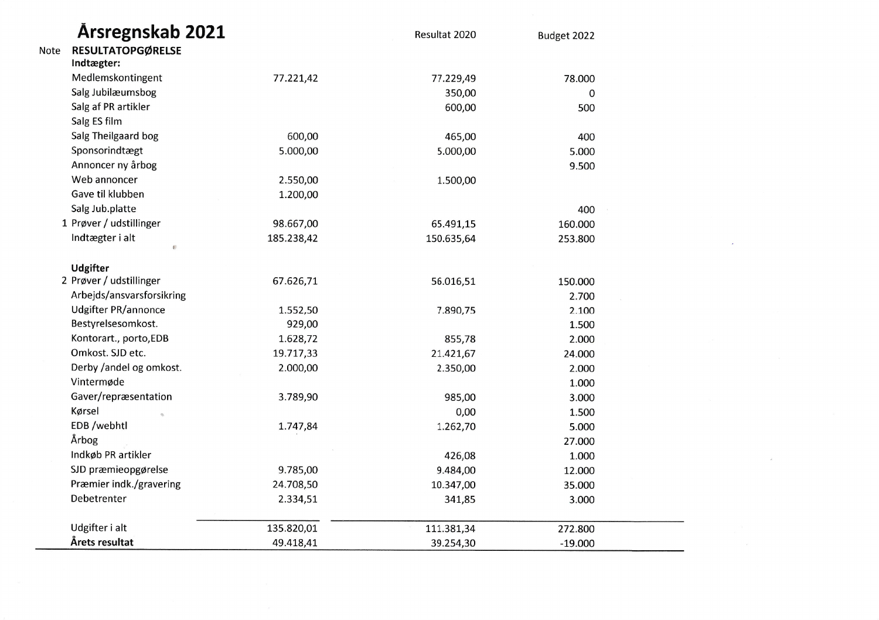# Årsregnskab 2021

| Note | RESULTATOPGØRELSE | | Resultat 2020 | Budget 2022 |
|---|---|---|---|---|
| | **Indtægter:** | | | |
| | Medlemskontingent | 77.221,42 | 77.229,49 | 78.000 |
| | Salg Jubilæumsbog | | 350,00 | 0 |
| | Salg af PR artikler | | 600,00 | 500 |
| | Salg ES film | | | |
| | Salg Theilgaard bog | 600,00 | 465,00 | 400 |
| | Sponsorindtægt | 5.000,00 | 5.000,00 | 5.000 |
| | Annoncer ny årbog | | | 9.500 |
| | Web annoncer | 2.550,00 | 1.500,00 | |
| | Gave til klubben | 1.200,00 | | |
| | Salg Jub.platte | | | 400 |
| 1 | Prøver / udstillinger | 98.667,00 | 65.491,15 | 160.000 |
| | Indtægter i alt | 185.238,42 | 150.635,64 | 253.800 |
| | | | | |
| | **Udgifter** | | | |
| 2 | Prøver / udstillinger | 67.626,71 | 56.016,51 | 150.000 |
| | Arbejds/ansvarsforsikring | | | 2.700 |
| | Udgifter PR/annonce | 1.552,50 | 7.890,75 | 2.100 |
| | Bestyrelsesomkost. | 929,00 | | 1.500 |
| | Kontorart., porto,EDB | 1.628,72 | 855,78 | 2.000 |
| | Omkost. SJD etc. | 19.717,33 | 21.421,67 | 24.000 |
| | Derby /andel og omkost. | 2.000,00 | 2.350,00 | 2.000 |
| | Vintermøde | | | 1.000 |
| | Gaver/repræsentation | 3.789,90 | 985,00 | 3.000 |
| | Kørsel | | 0,00 | 1.500 |
| | EDB /webhtl | 1.747,84 | 1.262,70 | 5.000 |
| | Årbog | | | 27.000 |
| | Indkøb PR artikler | | 426,08 | 1.000 |
| | SJD præmieopgørelse | 9.785,00 | 9.484,00 | 12.000 |
| | Præmier indk./gravering | 24.708,50 | 10.347,00 | 35.000 |
| | Debetrenter | 2.334,51 | 341,85 | 3.000 |
| | | | | |
| | Udgifter i alt | 135.820,01 | 111.381,34 | 272.800 |
| | **Årets resultat** | 49.418,41 | 39.254,30 | -19.000 |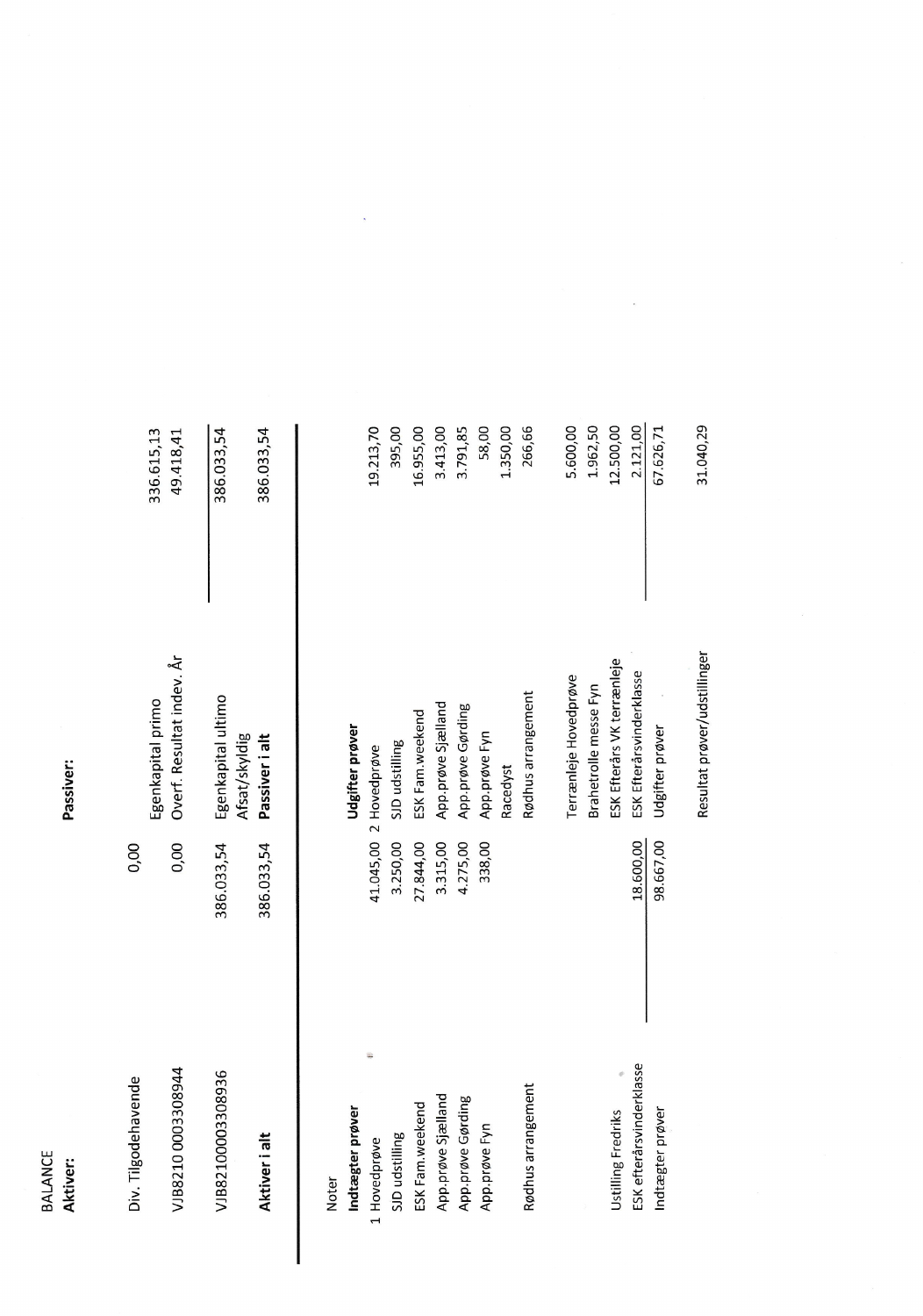BALANCE

| **Aktiver:** | | **Passiver:** | |
|---|---|---|---|
| Div. Tilgodehavende | 0,00 | | |
| | | Egenkapital primo | 336.615,13 |
| VJB8210 0003308944 | 0,00 | Overf. Resultat indev. År | 49.418,41 |
| VJB82100003308936 | 386.033,54 | Egenkapital ultimo | 386.033,54 |
| | | Afsat/skyldig | |
| **Aktiver i alt** | 386.033,54 | **Passiver i alt** | 386.033,54 |

Noter

| **Indtægter prøver** | | **Udgifter prøver** | |
|---|---|---|---|
| 1 Hovedprøve | 41.045,00 | 2 Hovedprøve | 19.213,70 |
| SJD udstilling | 3.250,00 | SJD udstilling | 395,00 |
| ESK Fam.weekend | 27.844,00 | ESK Fam.weekend | 16.955,00 |
| App.prøve Sjælland | 3.315,00 | App.prøve Sjælland | 3.413,00 |
| App.prøve Gørding | 4.275,00 | App.prøve Gørding | 3.791,85 |
| App.prøve Fyn | 338,00 | App.prøve Fyn | 58,00 |
| | | Racedyst | 1.350,00 |
| Rødhus arrangement | | Rødhus arrangement | 266,66 |
| | | Terrænleje Hovedprøve | 5.600,00 |
| | | Brahetrolle messe Fyn | 1.962,50 |
| Ustilling Fredriks | | ESK Efterårs VK terrænleje | 12.500,00 |
| ESK efterårsvinderklasse | 18.600,00 | ESK Efterårsvinderklasse | 2.121,00 |
| Indtægter prøver | 98.667,00 | Udgifter prøver | 67.626,71 |
| | | Resultat prøver/udstillinger | 31.040,29 |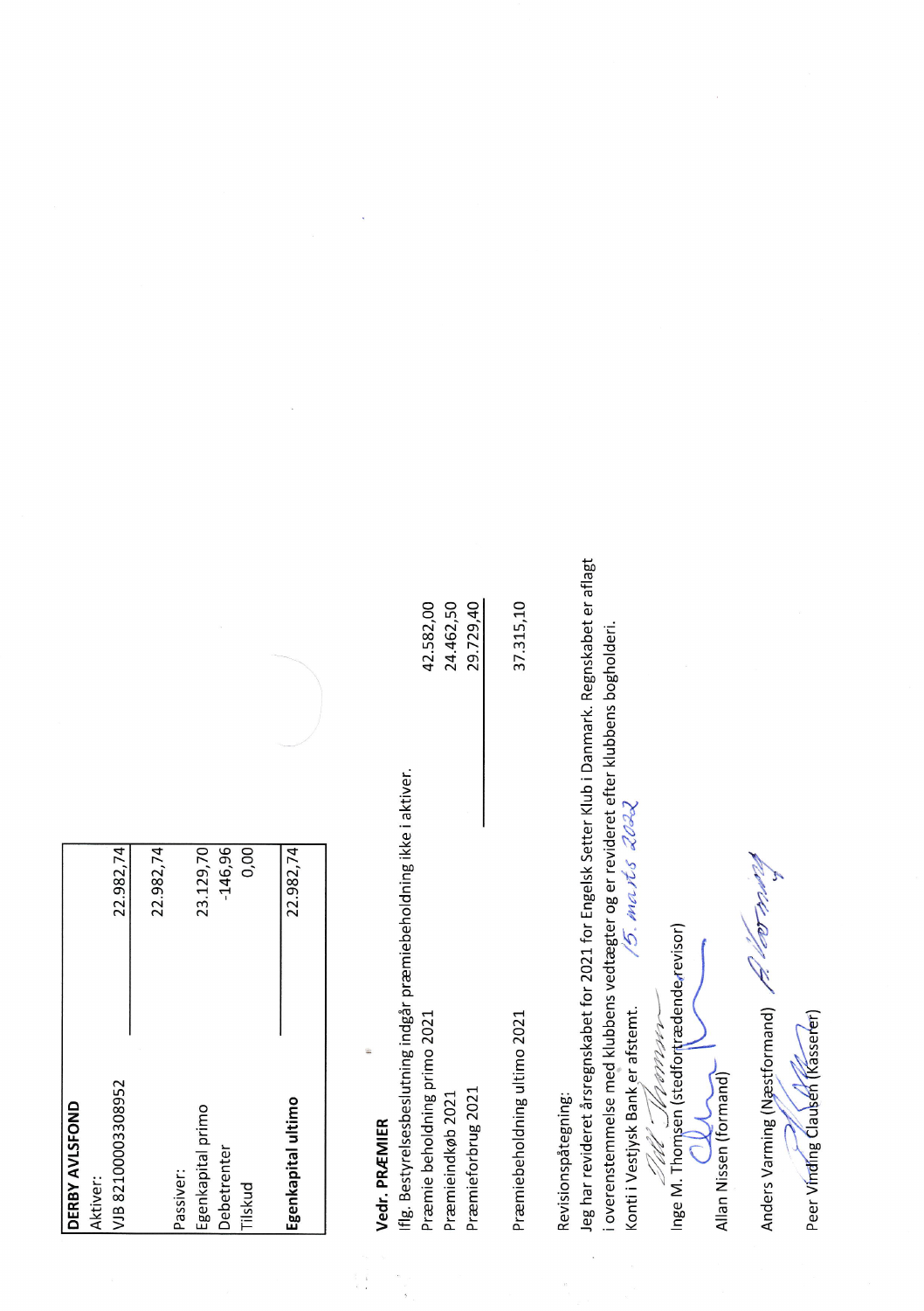| DERBY AVLSFOND | |
|---|---|
| Aktiver: | |
| VJB 8210000330895​2 | 22.982,74 |
| | 22.982,74 |
| Passiver: | |
| Egenkapital primo | 23.129,70 |
| Debetrenter | -146,96 |
| Tilskud | 0,00 |
| **Egenkapital ultimo** | 22.982,74 |

**Vedr. PRÆMIER**

Iflg. Bestyrelsesbeslutning indgår præmiebeholdning ikke i aktiver.

| | |
|---|---|
| Præmie beholdning primo 2021 | 42.582,00 |
| Præmieindkøb 2021 | 24.462,50 |
| Præmieforbrug 2021 | 29.729,40 |
| Præmiebeholdning ultimo 2021 | 37.315,10 |

Revisionspåtegning:

Jeg har revideret årsregnskabet for 2021 for Engelsk Setter Klub i Danmark. Regnskabet er aflagt i overenstemmelse med klubbens vedtægter og er revideret efter klubbens bogholderi.

Konti i Vestjysk Bank er afstemt. 15. marts 2022

Inge M. Thomsen (stedfortrædende revisor)

Allan Nissen (formand)

Anders Varming (Næstformand)

Peer Vinding Clausen (Kasserer)